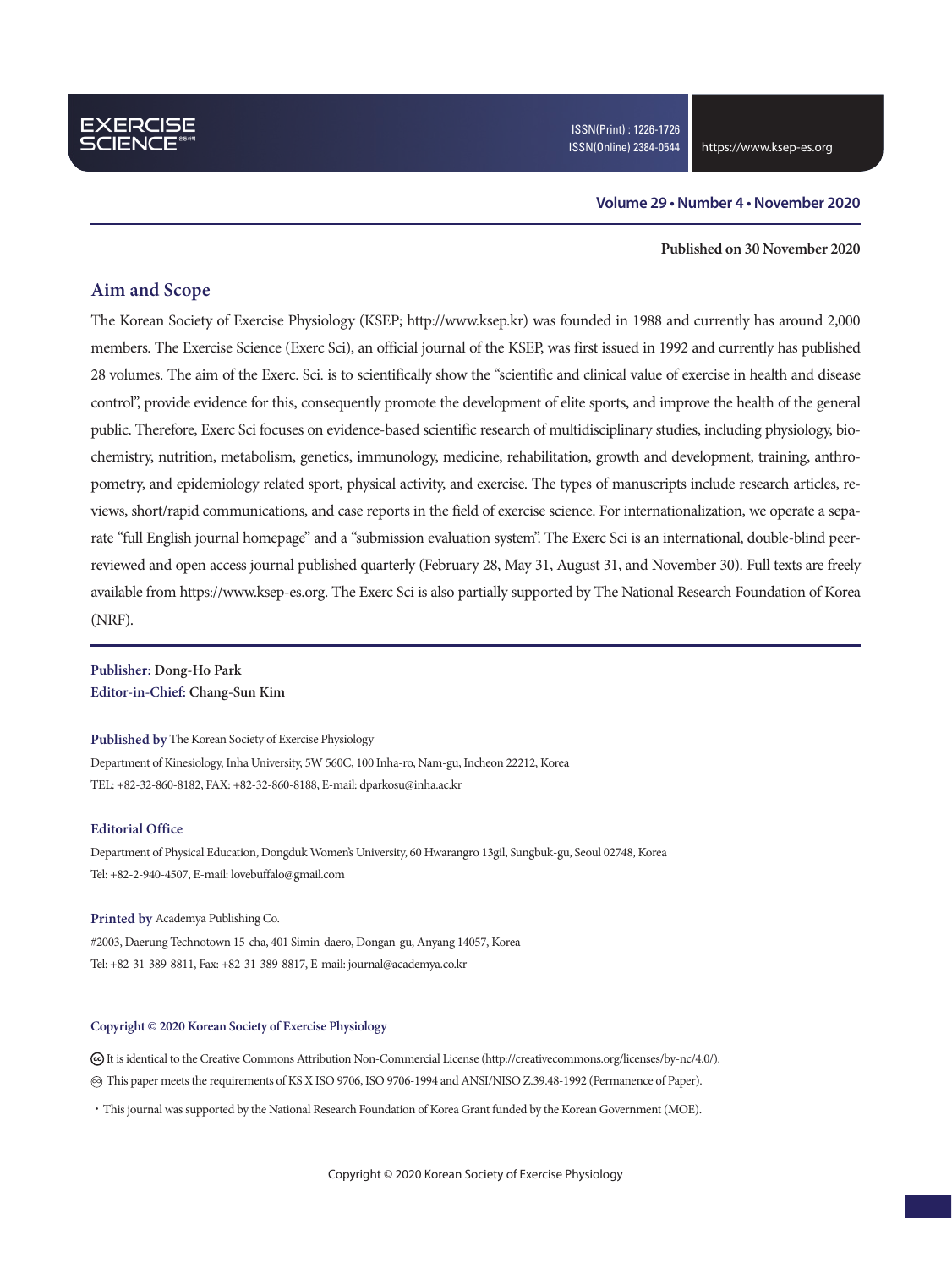EXERCISE SCIENCE

ISSN(Print) : 1226-1726
ISSN(Online) 2384-0544

https://www.ksep-es.org

**Volume 29 • Number 4 • November 2020**

**Published on 30 November 2020**

## Aim and Scope

The Korean Society of Exercise Physiology (KSEP; http://www.ksep.kr) was founded in 1988 and currently has around 2,000 members. The Exercise Science (Exerc Sci), an official journal of the KSEP, was first issued in 1992 and currently has published 28 volumes. The aim of the Exerc. Sci. is to scientifically show the "scientific and clinical value of exercise in health and disease control", provide evidence for this, consequently promote the development of elite sports, and improve the health of the general public. Therefore, Exerc Sci focuses on evidence-based scientific research of multidisciplinary studies, including physiology, biochemistry, nutrition, metabolism, genetics, immunology, medicine, rehabilitation, growth and development, training, anthropometry, and epidemiology related sport, physical activity, and exercise. The types of manuscripts include research articles, reviews, short/rapid communications, and case reports in the field of exercise science. For internationalization, we operate a separate "full English journal homepage" and a "submission evaluation system". The Exerc Sci is an international, double-blind peer-reviewed and open access journal published quarterly (February 28, May 31, August 31, and November 30). Full texts are freely available from https://www.ksep-es.org. The Exerc Sci is also partially supported by The National Research Foundation of Korea (NRF).

**Publisher:** Dong-Ho Park
**Editor-in-Chief:** Chang-Sun Kim

**Published by** The Korean Society of Exercise Physiology
Department of Kinesiology, Inha University, 5W 560C, 100 Inha-ro, Nam-gu, Incheon 22212, Korea
TEL: +82-32-860-8182, FAX: +82-32-860-8188, E-mail: dparkosu@inha.ac.kr

**Editorial Office**
Department of Physical Education, Dongduk Women's University, 60 Hwarangro 13gil, Sungbuk-gu, Seoul 02748, Korea
Tel: +82-2-940-4507, E-mail: lovebuffalo@gmail.com

**Printed by** Academya Publishing Co.
#2003, Daerung Technotown 15-cha, 401 Simin-daero, Dongan-gu, Anyang 14057, Korea
Tel: +82-31-389-8811, Fax: +82-31-389-8817, E-mail: journal@academya.co.kr

**Copyright © 2020 Korean Society of Exercise Physiology**

Ⓒ It is identical to the Creative Commons Attribution Non-Commercial License (http://creativecommons.org/licenses/by-nc/4.0/).

∞ This paper meets the requirements of KS X ISO 9706, ISO 9706-1994 and ANSI/NISO Z.39.48-1992 (Permanence of Paper).

・This journal was supported by the National Research Foundation of Korea Grant funded by the Korean Government (MOE).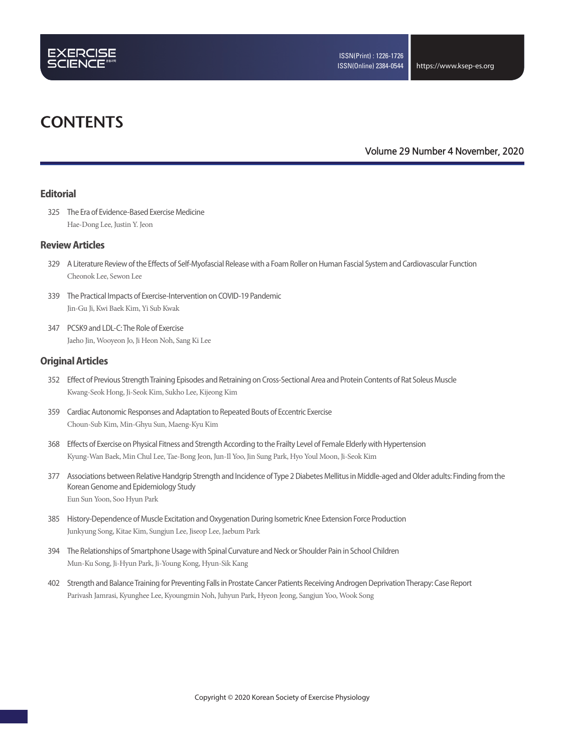# CONTENTS

Volume 29 Number 4 November, 2020

## Editorial

325 The Era of Evidence-Based Exercise Medicine
Hae-Dong Lee, Justin Y. Jeon

## Review Articles

329 A Literature Review of the Effects of Self-Myofascial Release with a Foam Roller on Human Fascial System and Cardiovascular Function
Cheonok Lee, Sewon Lee

339 The Practical Impacts of Exercise-Intervention on COVID-19 Pandemic
Jin-Gu Ji, Kwi Baek Kim, Yi Sub Kwak

347 PCSK9 and LDL-C: The Role of Exercise
Jaeho Jin, Wooyeon Jo, Ji Heon Noh, Sang Ki Lee

## Original Articles

352 Effect of Previous Strength Training Episodes and Retraining on Cross-Sectional Area and Protein Contents of Rat Soleus Muscle
Kwang-Seok Hong, Ji-Seok Kim, Sukho Lee, Kijeong Kim

359 Cardiac Autonomic Responses and Adaptation to Repeated Bouts of Eccentric Exercise
Choun-Sub Kim, Min-Ghyu Sun, Maeng-Kyu Kim

368 Effects of Exercise on Physical Fitness and Strength According to the Frailty Level of Female Elderly with Hypertension
Kyung-Wan Baek, Min Chul Lee, Tae-Bong Jeon, Jun-Il Yoo, Jin Sung Park, Hyo Youl Moon, Ji-Seok Kim

377 Associations between Relative Handgrip Strength and Incidence of Type 2 Diabetes Mellitus in Middle-aged and Older adults: Finding from the Korean Genome and Epidemiology Study
Eun Sun Yoon, Soo Hyun Park

385 History-Dependence of Muscle Excitation and Oxygenation During Isometric Knee Extension Force Production
Junkyung Song, Kitae Kim, Sungjun Lee, Jiseop Lee, Jaebum Park

394 The Relationships of Smartphone Usage with Spinal Curvature and Neck or Shoulder Pain in School Children
Mun-Ku Song, Ji-Hyun Park, Ji-Young Kong, Hyun-Sik Kang

402 Strength and Balance Training for Preventing Falls in Prostate Cancer Patients Receiving Androgen Deprivation Therapy: Case Report
Parivash Jamrasi, Kyunghee Lee, Kyoungmin Noh, Juhyun Park, Hyeon Jeong, Sangjun Yoo, Wook Song

Copyright © 2020 Korean Society of Exercise Physiology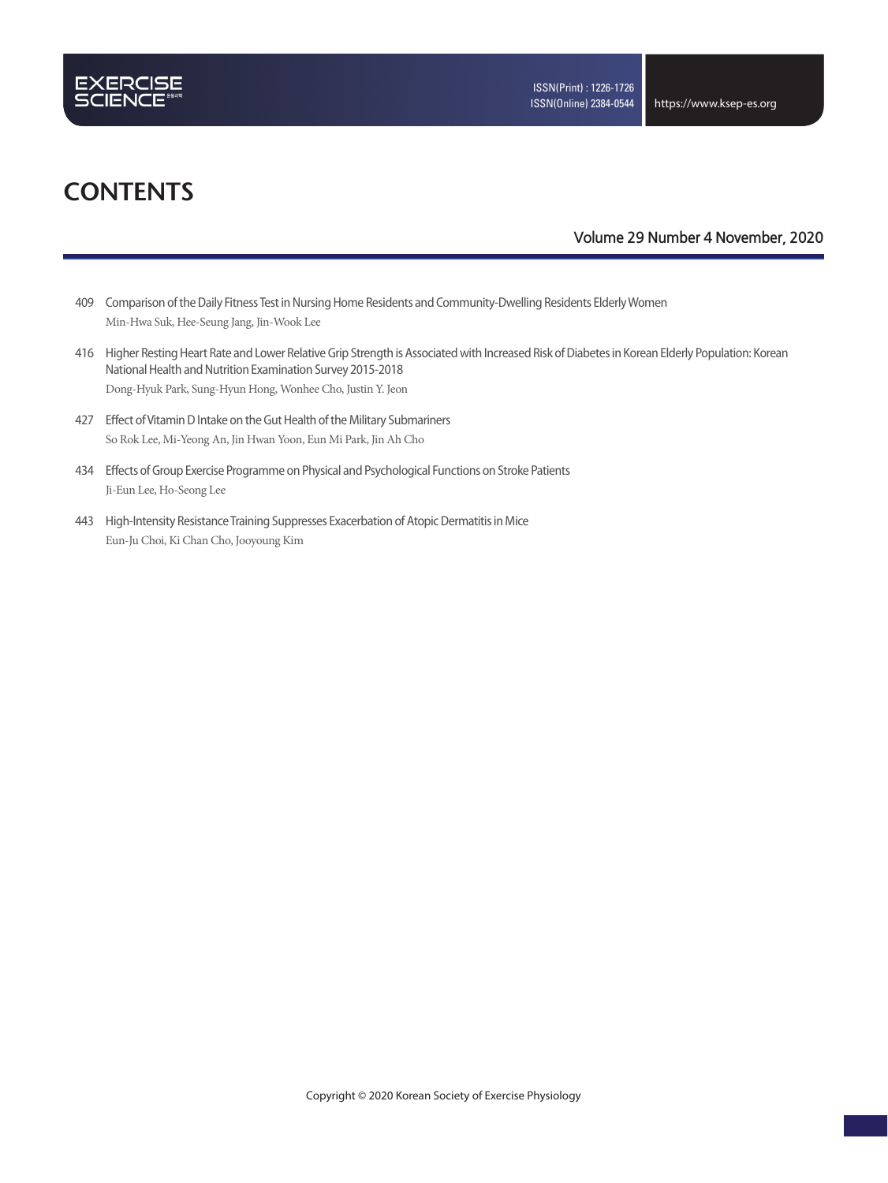# CONTENTS

Volume 29 Number 4 November, 2020

409 Comparison of the Daily Fitness Test in Nursing Home Residents and Community-Dwelling Residents Elderly Women
Min-Hwa Suk, Hee-Seung Jang, Jin-Wook Lee

416 Higher Resting Heart Rate and Lower Relative Grip Strength is Associated with Increased Risk of Diabetes in Korean Elderly Population: Korean National Health and Nutrition Examination Survey 2015-2018
Dong-Hyuk Park, Sung-Hyun Hong, Wonhee Cho, Justin Y. Jeon

427 Effect of Vitamin D Intake on the Gut Health of the Military Submariners
So Rok Lee, Mi-Yeong An, Jin Hwan Yoon, Eun Mi Park, Jin Ah Cho

434 Effects of Group Exercise Programme on Physical and Psychological Functions on Stroke Patients
Ji-Eun Lee, Ho-Seong Lee

443 High-Intensity Resistance Training Suppresses Exacerbation of Atopic Dermatitis in Mice
Eun-Ju Choi, Ki Chan Cho, Jooyoung Kim

Copyright © 2020 Korean Society of Exercise Physiology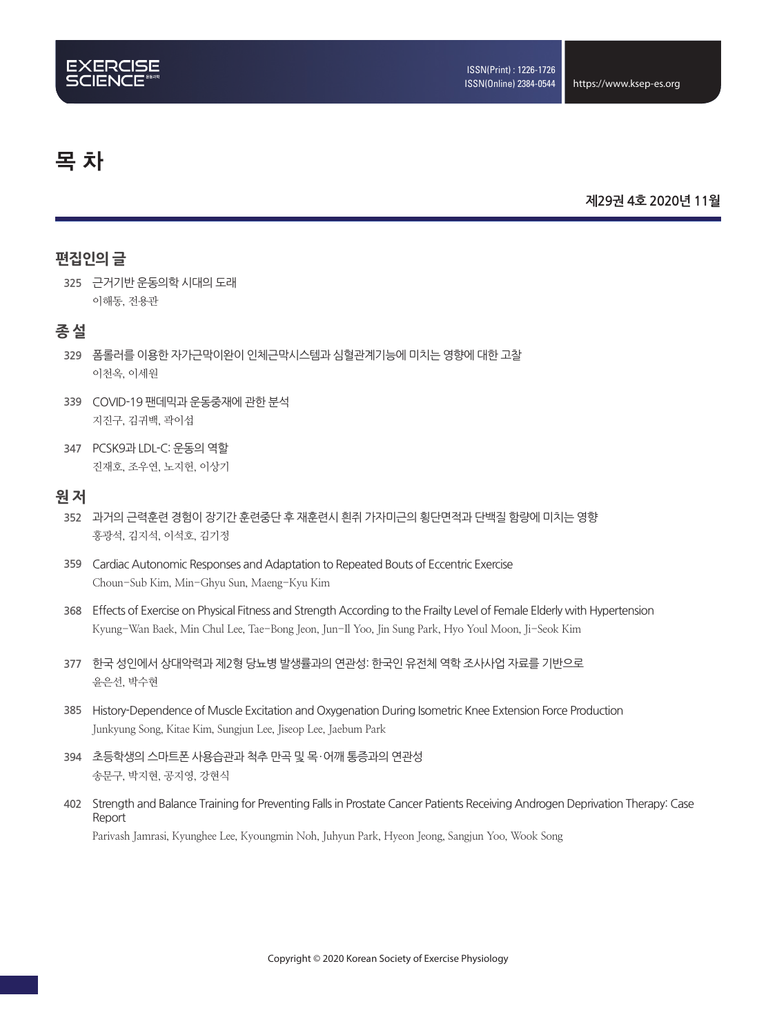# 목 차

**제29권 4호 2020년 11월**

## 편집인의 글

325 근거기반 운동의학 시대의 도래
이해동, 전용관

## 종 설

329 폼롤러를 이용한 자가근막이완이 인체근막시스템과 심혈관계기능에 미치는 영향에 대한 고찰
이천옥, 이세원

339 COVID-19 팬데믹과 운동중재에 관한 분석
지진구, 김귀백, 곽이섭

347 PCSK9과 LDL-C: 운동의 역할
진재호, 조우연, 노지헌, 이상기

## 원 저

352 과거의 근력훈련 경험이 장기간 훈련중단 후 재훈련시 흰쥐 가자미근의 횡단면적과 단백질 함량에 미치는 영향
홍광석, 김지석, 이석호, 김기정

359 Cardiac Autonomic Responses and Adaptation to Repeated Bouts of Eccentric Exercise
Choun-Sub Kim, Min-Ghyu Sun, Maeng-Kyu Kim

368 Effects of Exercise on Physical Fitness and Strength According to the Frailty Level of Female Elderly with Hypertension
Kyung-Wan Baek, Min Chul Lee, Tae-Bong Jeon, Jun-Il Yoo, Jin Sung Park, Hyo Youl Moon, Ji-Seok Kim

377 한국 성인에서 상대악력과 제2형 당뇨병 발생률과의 연관성: 한국인 유전체 역학 조사사업 자료를 기반으로
윤은선, 박수현

385 History-Dependence of Muscle Excitation and Oxygenation During Isometric Knee Extension Force Production
Junkyung Song, Kitae Kim, Sungjun Lee, Jiseop Lee, Jaebum Park

394 초등학생의 스마트폰 사용습관과 척추 만곡 및 목·어깨 통증과의 연관성
송문구, 박지현, 공지영, 강현식

402 Strength and Balance Training for Preventing Falls in Prostate Cancer Patients Receiving Androgen Deprivation Therapy: Case Report
Parivash Jamrasi, Kyunghee Lee, Kyoungmin Noh, Juhyun Park, Hyeon Jeong, Sangjun Yoo, Wook Song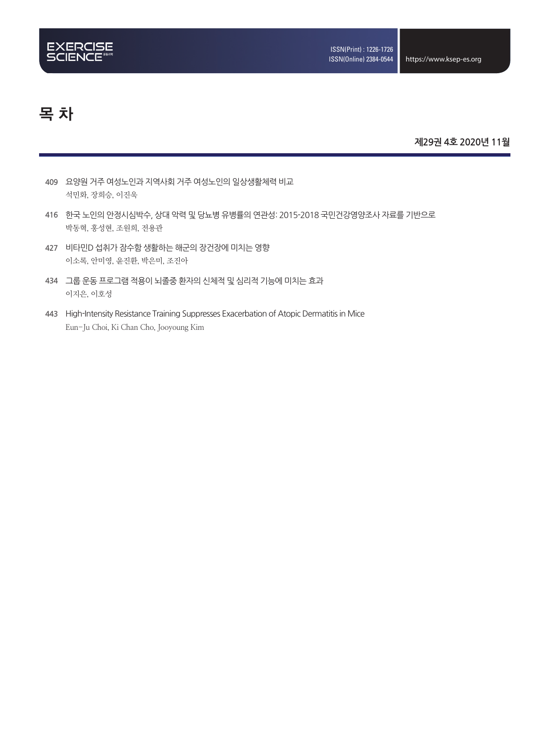# 목 차

**제29권 4호 2020년 11월**

409 요양원 거주 여성노인과 지역사회 거주 여성노인의 일상생활체력 비교
석민화, 장희승, 이진욱

416 한국 노인의 안정시심박수, 상대 악력 및 당뇨병 유병률의 연관성: 2015-2018 국민건강영양조사 자료를 기반으로
박동혁, 홍성현, 조원희, 전용관

427 비타민D 섭취가 잠수함 생활하는 해군의 장건강에 미치는 영향
이소록, 안미영, 윤진환, 박은미, 조진아

434 그룹 운동 프로그램 적용이 뇌졸중 환자의 신체적 및 심리적 기능에 미치는 효과
이지은, 이호성

443 High-Intensity Resistance Training Suppresses Exacerbation of Atopic Dermatitis in Mice
Eun-Ju Choi, Ki Chan Cho, Jooyoung Kim